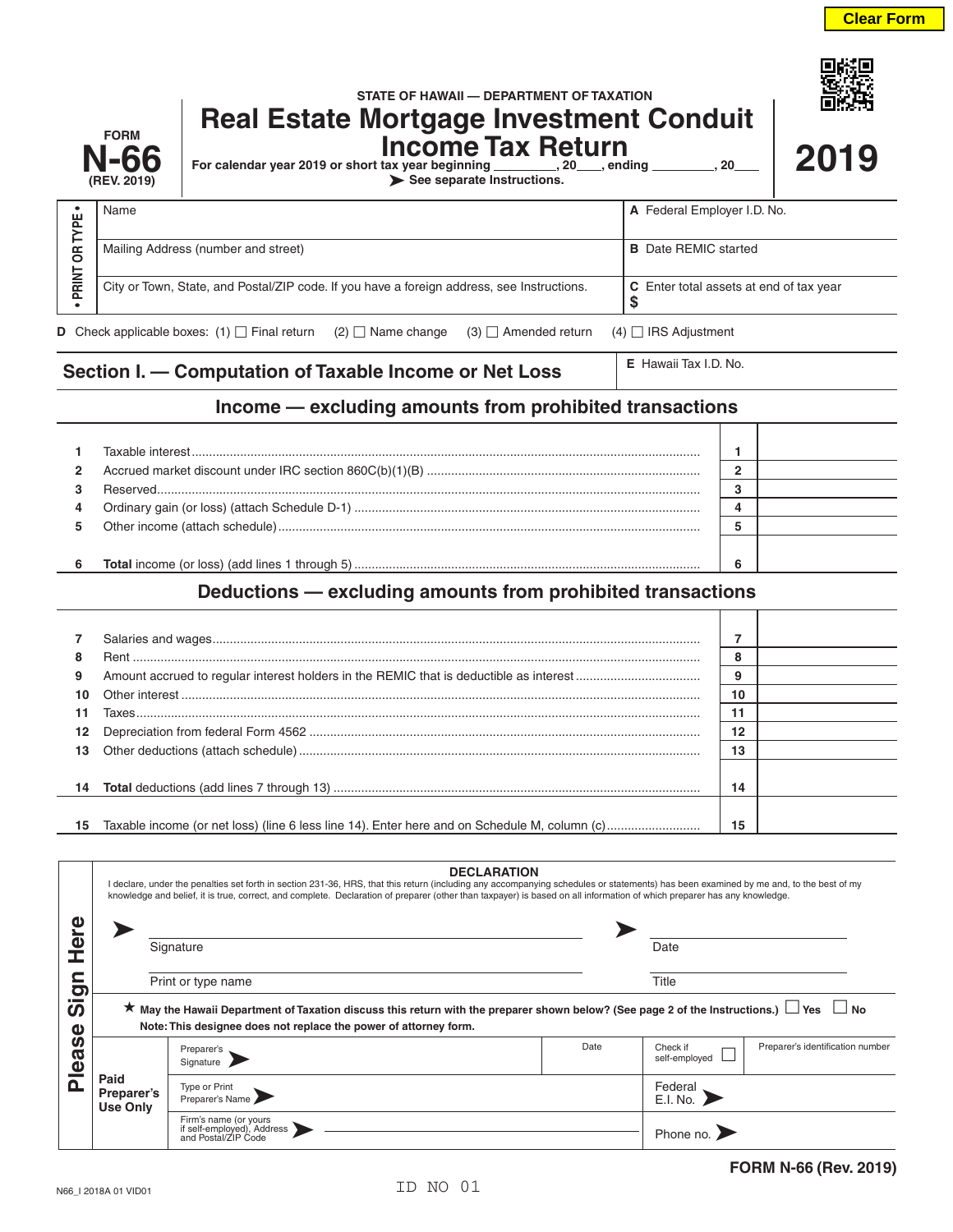Clear Form

STATE OF HAWAII — DEPARTMENT OF TAXATION

FORM **N-66** (REV. 2019)

# Real Estate Mortgage Investment Conduit Income Tax Return

**2019**

For calendar year 2019 or short tax year beginning ________, 20___, ending ________, 20___

➤ See separate Instructions.

• PRINT OR TYPE •

| | |
|---|---|
| Name | A Federal Employer I.D. No. |
| Mailing Address (number and street) | B Date REMIC started |
| City or Town, State, and Postal/ZIP code. If you have a foreign address, see Instructions. | C Enter total assets at end of tax year $ |

D Check applicable boxes: (1) ☐ Final return (2) ☐ Name change (3) ☐ Amended return (4) ☐ IRS Adjustment

## Section I. — Computation of Taxable Income or Net Loss

E Hawaii Tax I.D. No.

### Income — excluding amounts from prohibited transactions

| | | | |
|---|---|---|---|
| 1 | Taxable interest | 1 | |
| 2 | Accrued market discount under IRC section 860C(b)(1)(B) | 2 | |
| 3 | Reserved | 3 | |
| 4 | Ordinary gain (or loss) (attach Schedule D-1) | 4 | |
| 5 | Other income (attach schedule) | 5 | |
| 6 | **Total** income (or loss) (add lines 1 through 5) | 6 | |

### Deductions — excluding amounts from prohibited transactions

| | | | |
|---|---|---|---|
| 7 | Salaries and wages | 7 | |
| 8 | Rent | 8 | |
| 9 | Amount accrued to regular interest holders in the REMIC that is deductible as interest | 9 | |
| 10 | Other interest | 10 | |
| 11 | Taxes | 11 | |
| 12 | Depreciation from federal Form 4562 | 12 | |
| 13 | Other deductions (attach schedule) | 13 | |
| 14 | **Total** deductions (add lines 7 through 13) | 14 | |
| 15 | Taxable income (or net loss) (line 6 less line 14). Enter here and on Schedule M, column (c) | 15 | |

**Please Sign Here**

**DECLARATION**

I declare, under the penalties set forth in section 231-36, HRS, that this return (including any accompanying schedules or statements) has been examined by me and, to the best of my knowledge and belief, it is true, correct, and complete. Declaration of preparer (other than taxpayer) is based on all information of which preparer has any knowledge.

➤ Signature ➤ Date

Print or type name Title

★ **May the Hawaii Department of Taxation discuss this return with the preparer shown below? (See page 2 of the Instructions.)** ☐ Yes ☐ No

**Note: This designee does not replace the power of attorney form.**

**Paid Preparer's Use Only**

| | | | |
|---|---|---|---|
| Preparer's Signature ➤ | Date | Check if self-employed ☐ | Preparer's identification number |
| Type or Print Preparer's Name ➤ | | Federal E.I. No. ➤ | |
| Firm's name (or yours if self-employed), Address and Postal/ZIP Code ➤ | | Phone no. ➤ | |

FORM N-66 (Rev. 2019)

N66_I 2018A 01 VID01

ID NO 01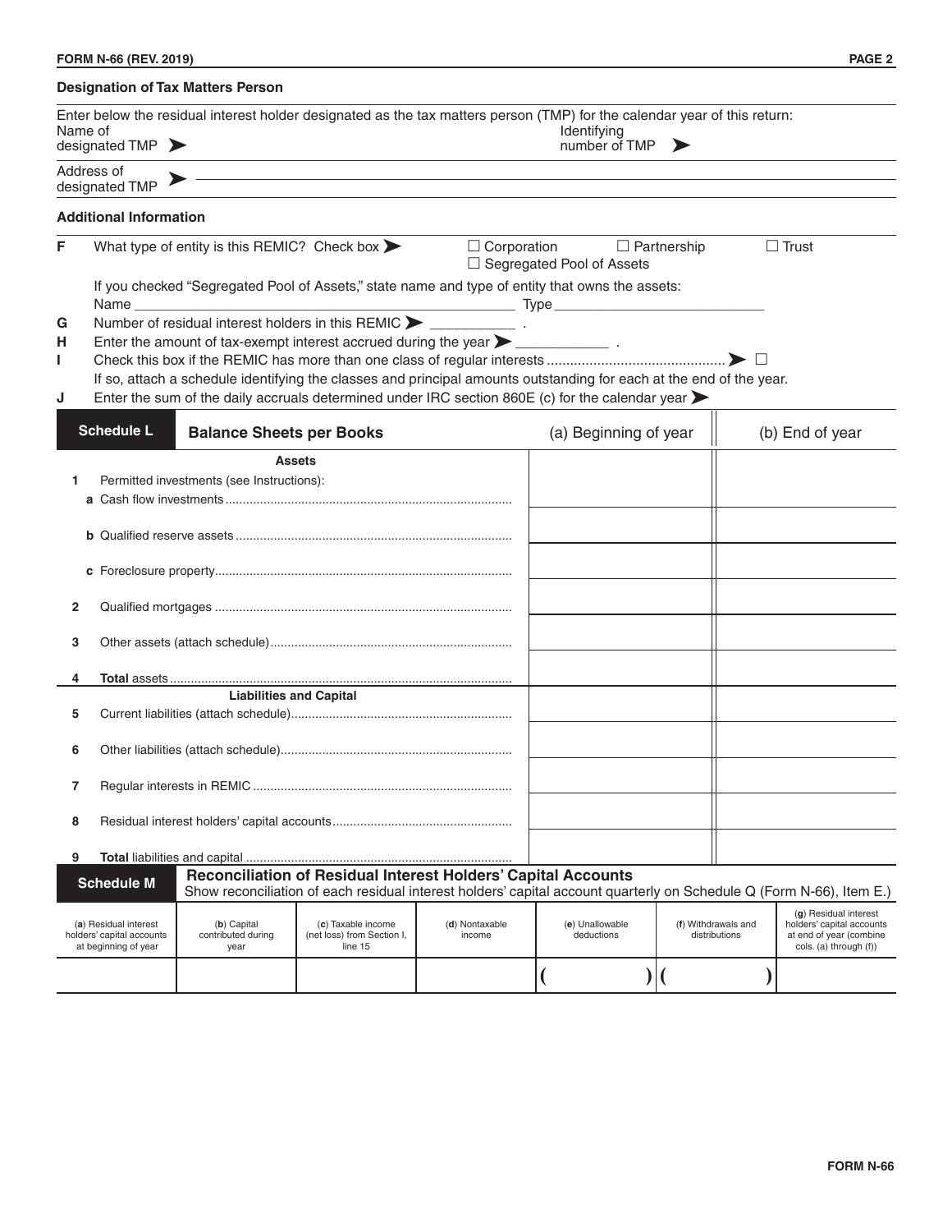## Designation of Tax Matters Person

Enter below the residual interest holder designated as the tax matters person (TMP) for the calendar year of this return:

Name of designated TMP ➤ ____________________ Identifying number of TMP ➤ ____________________

Address of designated TMP ➤ ____________________

## Additional Information

**F** What type of entity is this REMIC? Check box ➤ ☐ Corporation ☐ Partnership ☐ Trust ☐ Segregated Pool of Assets

If you checked "Segregated Pool of Assets," state name and type of entity that owns the assets:

Name ____________________ Type ____________________

**G** Number of residual interest holders in this REMIC ➤ __________ .

**H** Enter the amount of tax-exempt interest accrued during the year ➤ __________ .

**I** Check this box if the REMIC has more than one class of regular interests ➤ ☐

If so, attach a schedule identifying the classes and principal amounts outstanding for each at the end of the year.

**J** Enter the sum of the daily accruals determined under IRC section 860E (c) for the calendar year ➤

## Schedule L Balance Sheets per Books

| | | (a) Beginning of year | (b) End of year |
|---|---|---|---|
| | **Assets** | | |
| 1 | Permitted investments (see Instructions): | | |
| | **a** Cash flow investments | | |
| | **b** Qualified reserve assets | | |
| | **c** Foreclosure property | | |
| 2 | Qualified mortgages | | |
| 3 | Other assets (attach schedule) | | |
| 4 | **Total** assets | | |
| | **Liabilities and Capital** | | |
| 5 | Current liabilities (attach schedule) | | |
| 6 | Other liabilities (attach schedule) | | |
| 7 | Regular interests in REMIC | | |
| 8 | Residual interest holders' capital accounts | | |
| 9 | **Total** liabilities and capital | | |

## Schedule M Reconciliation of Residual Interest Holders' Capital Accounts

Show reconciliation of each residual interest holders' capital account quarterly on Schedule Q (Form N-66), Item E.)

| (a) Residual interest holders' capital accounts at beginning of year | (b) Capital contributed during year | (c) Taxable income (net loss) from Section I, line 15 | (d) Nontaxable income | (e) Unallowable deductions | (f) Withdrawals and distributions | (g) Residual interest holders' capital accounts at end of year (combine cols. (a) through (f)) |
|---|---|---|---|---|---|---|
| | | | | ( ) | ( ) | |